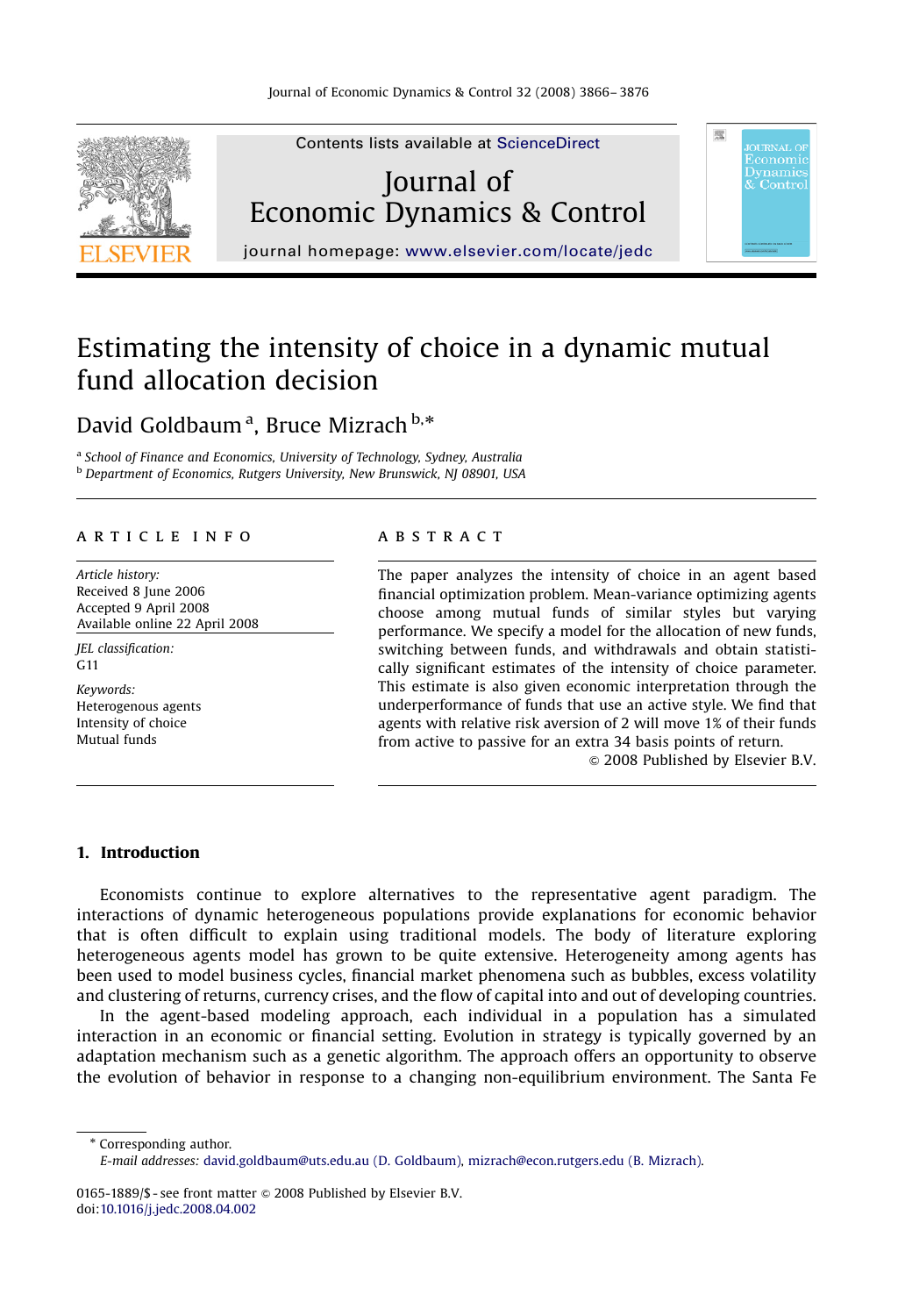# Estimating the intensity of choice in a dynamic mutual fund allocation decision

David Goldbaum [a], Bruce Mizrach [b,*]

[a] School of Finance and Economics, University of Technology, Sydney, Australia
[b] Department of Economics, Rutgers University, New Brunswick, NJ 08901, USA

**ARTICLE INFO**

*Article history:*
Received 8 June 2006
Accepted 9 April 2008
Available online 22 April 2008

*JEL classification:*
G11

*Keywords:*
Heterogenous agents
Intensity of choice
Mutual funds

**ABSTRACT**

The paper analyzes the intensity of choice in an agent based financial optimization problem. Mean-variance optimizing agents choose among mutual funds of similar styles but varying performance. We specify a model for the allocation of new funds, switching between funds, and withdrawals and obtain statistically significant estimates of the intensity of choice parameter. This estimate is also given economic interpretation through the underperformance of funds that use an active style. We find that agents with relative risk aversion of 2 will move 1% of their funds from active to passive for an extra 34 basis points of return.

© 2008 Published by Elsevier B.V.

## 1. Introduction

Economists continue to explore alternatives to the representative agent paradigm. The interactions of dynamic heterogeneous populations provide explanations for economic behavior that is often difficult to explain using traditional models. The body of literature exploring heterogeneous agents model has grown to be quite extensive. Heterogeneity among agents has been used to model business cycles, financial market phenomena such as bubbles, excess volatility and clustering of returns, currency crises, and the flow of capital into and out of developing countries.

In the agent-based modeling approach, each individual in a population has a simulated interaction in an economic or financial setting. Evolution in strategy is typically governed by an adaptation mechanism such as a genetic algorithm. The approach offers an opportunity to observe the evolution of behavior in response to a changing non-equilibrium environment. The Santa Fe

* Corresponding author.
*E-mail addresses:* david.goldbaum@uts.edu.au (D. Goldbaum), mizrach@econ.rutgers.edu (B. Mizrach).

0165-1889/$ - see front matter © 2008 Published by Elsevier B.V.
doi:10.1016/j.jedc.2008.04.002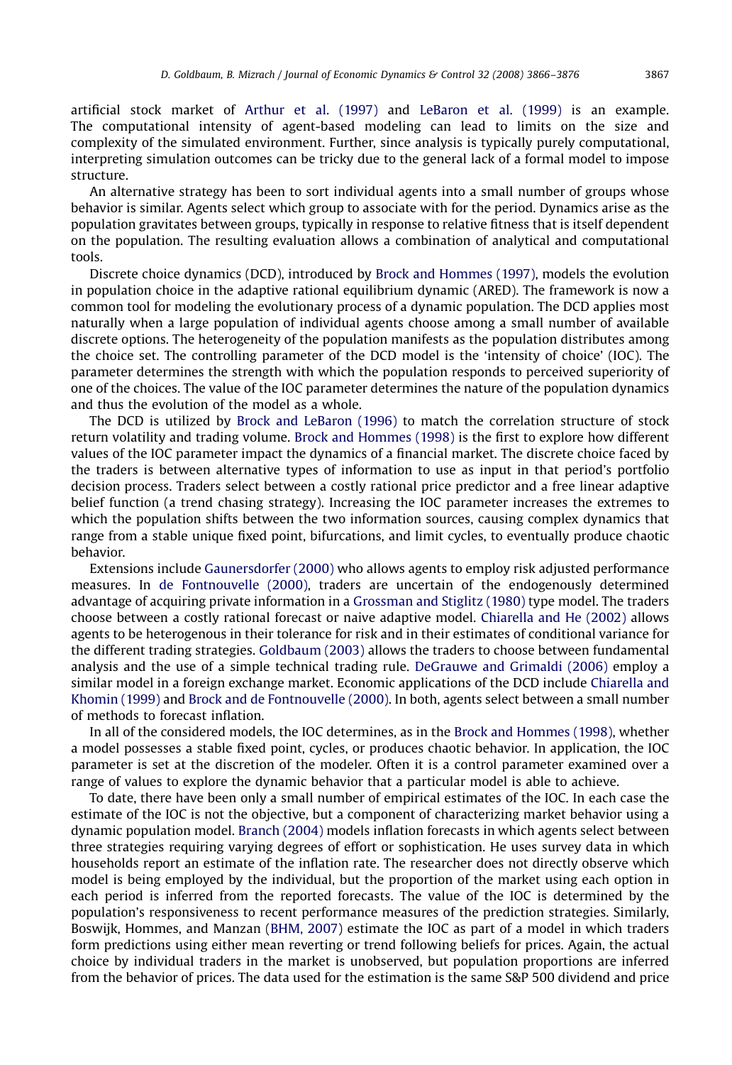artificial stock market of Arthur et al. (1997) and LeBaron et al. (1999) is an example. The computational intensity of agent-based modeling can lead to limits on the size and complexity of the simulated environment. Further, since analysis is typically purely computational, interpreting simulation outcomes can be tricky due to the general lack of a formal model to impose structure.

An alternative strategy has been to sort individual agents into a small number of groups whose behavior is similar. Agents select which group to associate with for the period. Dynamics arise as the population gravitates between groups, typically in response to relative fitness that is itself dependent on the population. The resulting evaluation allows a combination of analytical and computational tools.

Discrete choice dynamics (DCD), introduced by Brock and Hommes (1997), models the evolution in population choice in the adaptive rational equilibrium dynamic (ARED). The framework is now a common tool for modeling the evolutionary process of a dynamic population. The DCD applies most naturally when a large population of individual agents choose among a small number of available discrete options. The heterogeneity of the population manifests as the population distributes among the choice set. The controlling parameter of the DCD model is the 'intensity of choice' (IOC). The parameter determines the strength with which the population responds to perceived superiority of one of the choices. The value of the IOC parameter determines the nature of the population dynamics and thus the evolution of the model as a whole.

The DCD is utilized by Brock and LeBaron (1996) to match the correlation structure of stock return volatility and trading volume. Brock and Hommes (1998) is the first to explore how different values of the IOC parameter impact the dynamics of a financial market. The discrete choice faced by the traders is between alternative types of information to use as input in that period's portfolio decision process. Traders select between a costly rational price predictor and a free linear adaptive belief function (a trend chasing strategy). Increasing the IOC parameter increases the extremes to which the population shifts between the two information sources, causing complex dynamics that range from a stable unique fixed point, bifurcations, and limit cycles, to eventually produce chaotic behavior.

Extensions include Gaunersdorfer (2000) who allows agents to employ risk adjusted performance measures. In de Fontnouvelle (2000), traders are uncertain of the endogenously determined advantage of acquiring private information in a Grossman and Stiglitz (1980) type model. The traders choose between a costly rational forecast or naive adaptive model. Chiarella and He (2002) allows agents to be heterogenous in their tolerance for risk and in their estimates of conditional variance for the different trading strategies. Goldbaum (2003) allows the traders to choose between fundamental analysis and the use of a simple technical trading rule. DeGrauwe and Grimaldi (2006) employ a similar model in a foreign exchange market. Economic applications of the DCD include Chiarella and Khomin (1999) and Brock and de Fontnouvelle (2000). In both, agents select between a small number of methods to forecast inflation.

In all of the considered models, the IOC determines, as in the Brock and Hommes (1998), whether a model possesses a stable fixed point, cycles, or produces chaotic behavior. In application, the IOC parameter is set at the discretion of the modeler. Often it is a control parameter examined over a range of values to explore the dynamic behavior that a particular model is able to achieve.

To date, there have been only a small number of empirical estimates of the IOC. In each case the estimate of the IOC is not the objective, but a component of characterizing market behavior using a dynamic population model. Branch (2004) models inflation forecasts in which agents select between three strategies requiring varying degrees of effort or sophistication. He uses survey data in which households report an estimate of the inflation rate. The researcher does not directly observe which model is being employed by the individual, but the proportion of the market using each option in each period is inferred from the reported forecasts. The value of the IOC is determined by the population's responsiveness to recent performance measures of the prediction strategies. Similarly, Boswijk, Hommes, and Manzan (BHM, 2007) estimate the IOC as part of a model in which traders form predictions using either mean reverting or trend following beliefs for prices. Again, the actual choice by individual traders in the market is unobserved, but population proportions are inferred from the behavior of prices. The data used for the estimation is the same S&P 500 dividend and price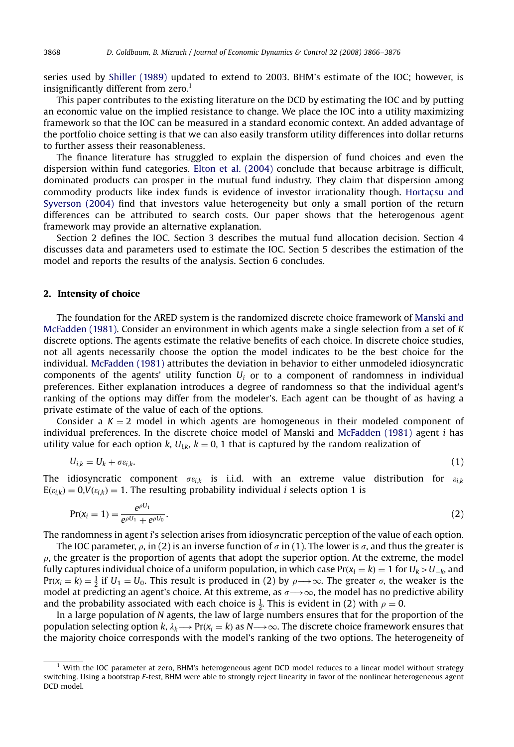series used by Shiller (1989) updated to extend to 2003. BHM's estimate of the IOC; however, is insignificantly different from zero.[1]

This paper contributes to the existing literature on the DCD by estimating the IOC and by putting an economic value on the implied resistance to change. We place the IOC into a utility maximizing framework so that the IOC can be measured in a standard economic context. An added advantage of the portfolio choice setting is that we can also easily transform utility differences into dollar returns to further assess their reasonableness.

The finance literature has struggled to explain the dispersion of fund choices and even the dispersion within fund categories. Elton et al. (2004) conclude that because arbitrage is difficult, dominated products can prosper in the mutual fund industry. They claim that dispersion among commodity products like index funds is evidence of investor irrationality though. Hortaçsu and Syverson (2004) find that investors value heterogeneity but only a small portion of the return differences can be attributed to search costs. Our paper shows that the heterogenous agent framework may provide an alternative explanation.

Section 2 defines the IOC. Section 3 describes the mutual fund allocation decision. Section 4 discusses data and parameters used to estimate the IOC. Section 5 describes the estimation of the model and reports the results of the analysis. Section 6 concludes.

## 2. Intensity of choice

The foundation for the ARED system is the randomized discrete choice framework of Manski and McFadden (1981). Consider an environment in which agents make a single selection from a set of $K$ discrete options. The agents estimate the relative benefits of each choice. In discrete choice studies, not all agents necessarily choose the option the model indicates to be the best choice for the individual. McFadden (1981) attributes the deviation in behavior to either unmodeled idiosyncratic components of the agents' utility function $U_i$ or to a component of randomness in individual preferences. Either explanation introduces a degree of randomness so that the individual agent's ranking of the options may differ from the modeler's. Each agent can be thought of as having a private estimate of the value of each of the options.

Consider a $K=2$ model in which agents are homogeneous in their modeled component of individual preferences. In the discrete choice model of Manski and McFadden (1981) agent $i$ has utility value for each option $k$, $U_{i,k}$, $k=0,1$ that is captured by the random realization of

$$U_{i,k} = U_k + \sigma\varepsilon_{i,k}. \tag{1}$$

The idiosyncratic component $\sigma\varepsilon_{i,k}$ is i.i.d. with an extreme value distribution for $\varepsilon_{i,k}$ $E(\varepsilon_{i,k})=0, V(\varepsilon_{i,k})=1$. The resulting probability individual $i$ selects option 1 is

$$\Pr(x_i = 1) = \frac{e^{\rho U_1}}{e^{\rho U_1} + e^{\rho U_0}}. \tag{2}$$

The randomness in agent $i$'s selection arises from idiosyncratic perception of the value of each option.

The IOC parameter, $\rho$, in (2) is an inverse function of $\sigma$ in (1). The lower is $\sigma$, and thus the greater is $\rho$, the greater is the proportion of agents that adopt the superior option. At the extreme, the model fully captures individual choice of a uniform population, in which case $\Pr(x_i = k) = 1$ for $U_k > U_{-k}$, and $\Pr(x_i = k) = \frac{1}{2}$ if $U_1 = U_0$. This result is produced in (2) by $\rho \longrightarrow \infty$. The greater $\sigma$, the weaker is the model at predicting an agent's choice. At this extreme, as $\sigma \longrightarrow \infty$, the model has no predictive ability and the probability associated with each choice is $\frac{1}{2}$. This is evident in (2) with $\rho = 0$.

In a large population of $N$ agents, the law of large numbers ensures that for the proportion of the population selecting option $k$, $\lambda_k \longrightarrow \Pr(x_i = k)$ as $N \longrightarrow \infty$. The discrete choice framework ensures that the majority choice corresponds with the model's ranking of the two options. The heterogeneity of

[1] With the IOC parameter at zero, BHM's heterogeneous agent DCD model reduces to a linear model without strategy switching. Using a bootstrap $F$-test, BHM were able to strongly reject linearity in favor of the nonlinear heterogeneous agent DCD model.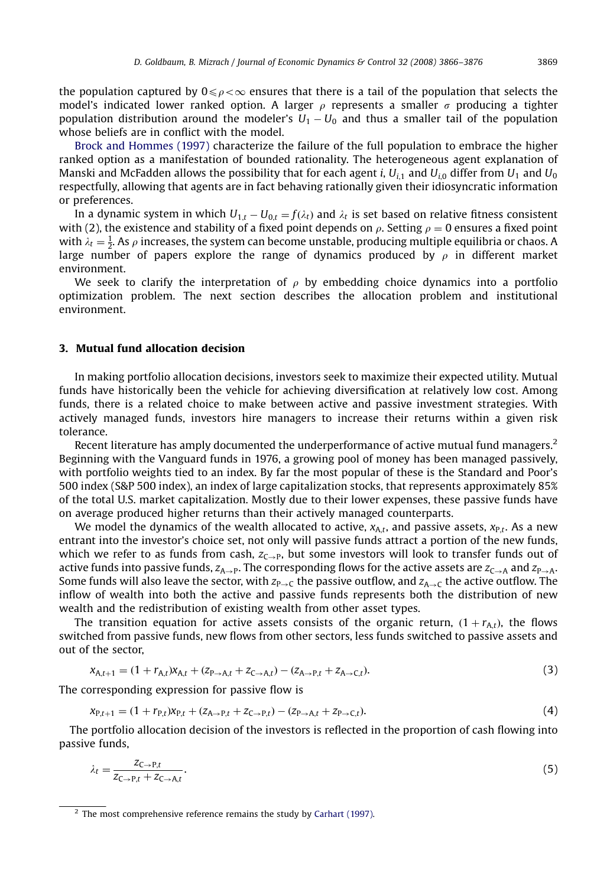the population captured by $0 \leqslant \rho < \infty$ ensures that there is a tail of the population that selects the model's indicated lower ranked option. A larger $\rho$ represents a smaller $\sigma$ producing a tighter population distribution around the modeler's $U_1 - U_0$ and thus a smaller tail of the population whose beliefs are in conflict with the model.

Brock and Hommes (1997) characterize the failure of the full population to embrace the higher ranked option as a manifestation of bounded rationality. The heterogeneous agent explanation of Manski and McFadden allows the possibility that for each agent $i$, $U_{i,1}$ and $U_{i,0}$ differ from $U_1$ and $U_0$ respectfully, allowing that agents are in fact behaving rationally given their idiosyncratic information or preferences.

In a dynamic system in which $U_{1,t} - U_{0,t} = f(\lambda_t)$ and $\lambda_t$ is set based on relative fitness consistent with (2), the existence and stability of a fixed point depends on $\rho$. Setting $\rho = 0$ ensures a fixed point with $\lambda_t = \frac{1}{2}$. As $\rho$ increases, the system can become unstable, producing multiple equilibria or chaos. A large number of papers explore the range of dynamics produced by $\rho$ in different market environment.

We seek to clarify the interpretation of $\rho$ by embedding choice dynamics into a portfolio optimization problem. The next section describes the allocation problem and institutional environment.

## 3. Mutual fund allocation decision

In making portfolio allocation decisions, investors seek to maximize their expected utility. Mutual funds have historically been the vehicle for achieving diversification at relatively low cost. Among funds, there is a related choice to make between active and passive investment strategies. With actively managed funds, investors hire managers to increase their returns within a given risk tolerance.

Recent literature has amply documented the underperformance of active mutual fund managers.[2] Beginning with the Vanguard funds in 1976, a growing pool of money has been managed passively, with portfolio weights tied to an index. By far the most popular of these is the Standard and Poor's 500 index (S&P 500 index), an index of large capitalization stocks, that represents approximately 85% of the total U.S. market capitalization. Mostly due to their lower expenses, these passive funds have on average produced higher returns than their actively managed counterparts.

We model the dynamics of the wealth allocated to active, $x_{A,t}$, and passive assets, $x_{P,t}$. As a new entrant into the investor's choice set, not only will passive funds attract a portion of the new funds, which we refer to as funds from cash, $z_{C \to P}$, but some investors will look to transfer funds out of active funds into passive funds, $z_{A \to P}$. The corresponding flows for the active assets are $z_{C \to A}$ and $z_{P \to A}$. Some funds will also leave the sector, with $z_{P \to C}$ the passive outflow, and $z_{A \to C}$ the active outflow. The inflow of wealth into both the active and passive funds represents both the distribution of new wealth and the redistribution of existing wealth from other asset types.

The transition equation for active assets consists of the organic return, $(1 + r_{A,t})$, the flows switched from passive funds, new flows from other sectors, less funds switched to passive assets and out of the sector,

$$x_{A,t+1} = (1 + r_{A,t})x_{A,t} + (z_{P \to A,t} + z_{C \to A,t}) - (z_{A \to P,t} + z_{A \to C,t}). \tag{3}$$

The corresponding expression for passive flow is

$$x_{P,t+1} = (1 + r_{P,t})x_{P,t} + (z_{A \to P,t} + z_{C \to P,t}) - (z_{P \to A,t} + z_{P \to C,t}). \tag{4}$$

The portfolio allocation decision of the investors is reflected in the proportion of cash flowing into passive funds,

$$\lambda_t = \frac{z_{C \to P,t}}{z_{C \to P,t} + z_{C \to A,t}}. \tag{5}$$

[2] The most comprehensive reference remains the study by Carhart (1997).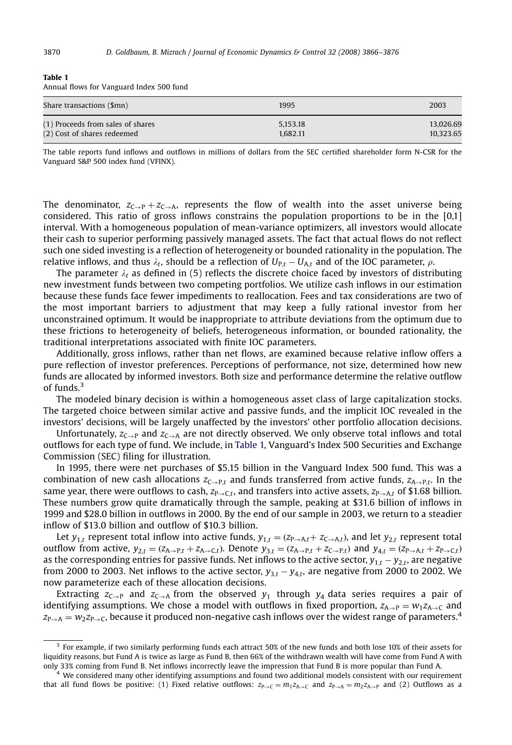**Table 1**
Annual flows for Vanguard Index 500 fund

| Share transactions ($mn) | 1995 | 2003 |
|---|---|---|
| (1) Proceeds from sales of shares | 5,153.18 | 13,026.69 |
| (2) Cost of shares redeemed | 1,682.11 | 10,323.65 |

The table reports fund inflows and outflows in millions of dollars from the SEC certified shareholder form N-CSR for the Vanguard S&P 500 index fund (VFINX).

The denominator, $z_{C\to P}+z_{C\to A}$, represents the flow of wealth into the asset universe being considered. This ratio of gross inflows constrains the population proportions to be in the [0,1] interval. With a homogeneous population of mean-variance optimizers, all investors would allocate their cash to superior performing passively managed assets. The fact that actual flows do not reflect such one sided investing is a reflection of heterogeneity or bounded rationality in the population. The relative inflows, and thus $\lambda_t$, should be a reflection of $U_{P,t}-U_{A,t}$ and of the IOC parameter, $\rho$.

The parameter $\lambda_t$ as defined in (5) reflects the discrete choice faced by investors of distributing new investment funds between two competing portfolios. We utilize cash inflows in our estimation because these funds face fewer impediments to reallocation. Fees and tax considerations are two of the most important barriers to adjustment that may keep a fully rational investor from her unconstrained optimum. It would be inappropriate to attribute deviations from the optimum due to these frictions to heterogeneity of beliefs, heterogeneous information, or bounded rationality, the traditional interpretations associated with finite IOC parameters.

Additionally, gross inflows, rather than net flows, are examined because relative inflow offers a pure reflection of investor preferences. Perceptions of performance, not size, determined how new funds are allocated by informed investors. Both size and performance determine the relative outflow of funds.[3]

The modeled binary decision is within a homogeneous asset class of large capitalization stocks. The targeted choice between similar active and passive funds, and the implicit IOC revealed in the investors' decisions, will be largely unaffected by the investors' other portfolio allocation decisions.

Unfortunately, $z_{C\to P}$ and $z_{C\to A}$ are not directly observed. We only observe total inflows and total outflows for each type of fund. We include, in Table 1, Vanguard's Index 500 Securities and Exchange Commission (SEC) filing for illustration.

In 1995, there were net purchases of \$5.15 billion in the Vanguard Index 500 fund. This was a combination of new cash allocations $z_{C\to P,t}$ and funds transferred from active funds, $z_{A\to P,t}$. In the same year, there were outflows to cash, $z_{P\to C,t}$, and transfers into active assets, $z_{P\to A,t}$ of \$1.68 billion. These numbers grow quite dramatically through the sample, peaking at \$31.6 billion of inflows in 1999 and \$28.0 billion in outflows in 2000. By the end of our sample in 2003, we return to a steadier inflow of \$13.0 billion and outflow of \$10.3 billion.

Let $y_{1,t}$ represent total inflow into active funds, $y_{1,t}=(z_{P\to A,t}+z_{C\to A,t})$, and let $y_{2,t}$ represent total outflow from active, $y_{2,t}=(z_{A\to P,t}+z_{A\to C,t})$. Denote $y_{3,t}=(z_{A\to P,t}+z_{C\to P,t})$ and $y_{4,t}=(z_{P\to A,t}+z_{P\to C,t})$ as the corresponding entries for passive funds. Net inflows to the active sector, $y_{1,t}-y_{2,t}$, are negative from 2000 to 2003. Net inflows to the active sector, $y_{3,t}-y_{4,t}$, are negative from 2000 to 2002. We now parameterize each of these allocation decisions.

Extracting $z_{C\to P}$ and $z_{C\to A}$ from the observed $y_1$ through $y_4$ data series requires a pair of identifying assumptions. We chose a model with outflows in fixed proportion, $z_{A\to P}=w_1 z_{A\to C}$ and $z_{P\to A}=w_2 z_{P\to C}$, because it produced non-negative cash inflows over the widest range of parameters.[4]

---

[3] For example, if two similarly performing funds each attract 50% of the new funds and both lose 10% of their assets for liquidity reasons, but Fund A is twice as large as Fund B, then 66% of the withdrawn wealth will have come from Fund A with only 33% coming from Fund B. Net inflows incorrectly leave the impression that Fund B is more popular than Fund A.

[4] We considered many other identifying assumptions and found two additional models consistent with our requirement that all fund flows be positive: (1) Fixed relative outflows: $z_{P\to C}=m_1 z_{A\to C}$ and $z_{P\to A}=m_2 z_{A\to P}$ and (2) Outflows as a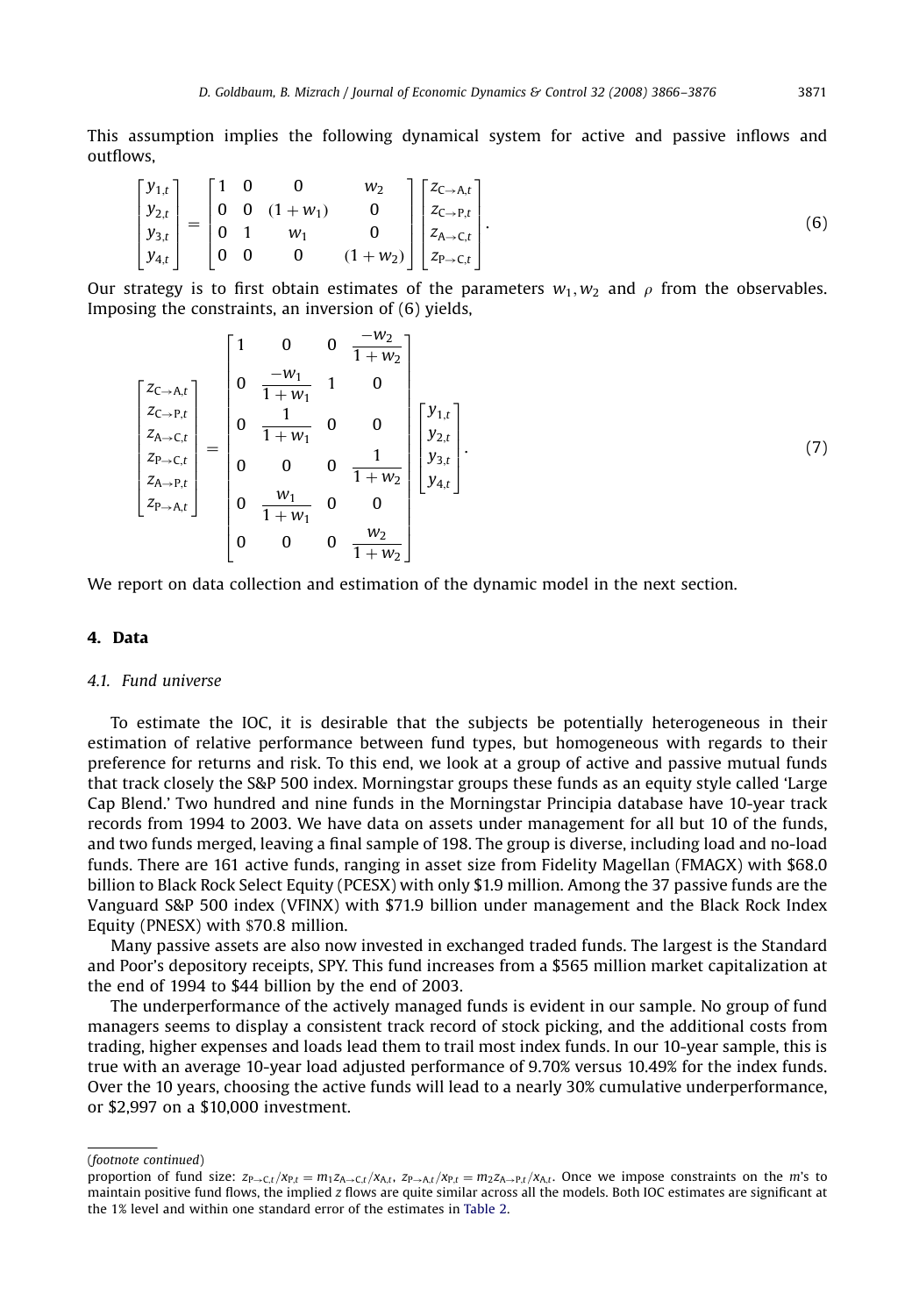This assumption implies the following dynamical system for active and passive inflows and outflows,

$$
\begin{bmatrix} y_{1,t} \\ y_{2,t} \\ y_{3,t} \\ y_{4,t} \end{bmatrix} = \begin{bmatrix} 1 & 0 & 0 & w_2 \\ 0 & 0 & (1+w_1) & 0 \\ 0 & 1 & w_1 & 0 \\ 0 & 0 & 0 & (1+w_2) \end{bmatrix} \begin{bmatrix} z_{\mathrm{C}\to\mathrm{A},t} \\ z_{\mathrm{C}\to\mathrm{P},t} \\ z_{\mathrm{A}\to\mathrm{C},t} \\ z_{\mathrm{P}\to\mathrm{C},t} \end{bmatrix}. \tag{6}
$$

Our strategy is to first obtain estimates of the parameters $w_1, w_2$ and $\rho$ from the observables. Imposing the constraints, an inversion of (6) yields,

$$
\begin{bmatrix} z_{\mathrm{C}\to\mathrm{A},t} \\ z_{\mathrm{C}\to\mathrm{P},t} \\ z_{\mathrm{A}\to\mathrm{C},t} \\ z_{\mathrm{P}\to\mathrm{C},t} \\ z_{\mathrm{A}\to\mathrm{P},t} \\ z_{\mathrm{P}\to\mathrm{A},t} \end{bmatrix} = \begin{bmatrix} 1 & 0 & 0 & \dfrac{-w_2}{1+w_2} \\ 0 & \dfrac{-w_1}{1+w_1} & 1 & 0 \\ 0 & \dfrac{1}{1+w_1} & 0 & 0 \\ 0 & 0 & 0 & \dfrac{1}{1+w_2} \\ 0 & \dfrac{w_1}{1+w_1} & 0 & 0 \\ 0 & 0 & 0 & \dfrac{w_2}{1+w_2} \end{bmatrix} \begin{bmatrix} y_{1,t} \\ y_{2,t} \\ y_{3,t} \\ y_{4,t} \end{bmatrix}. \tag{7}
$$

We report on data collection and estimation of the dynamic model in the next section.

## 4. Data

### 4.1. Fund universe

To estimate the IOC, it is desirable that the subjects be potentially heterogeneous in their estimation of relative performance between fund types, but homogeneous with regards to their preference for returns and risk. To this end, we look at a group of active and passive mutual funds that track closely the S&P 500 index. Morningstar groups these funds as an equity style called 'Large Cap Blend.' Two hundred and nine funds in the Morningstar Principia database have 10-year track records from 1994 to 2003. We have data on assets under management for all but 10 of the funds, and two funds merged, leaving a final sample of 198. The group is diverse, including load and no-load funds. There are 161 active funds, ranging in asset size from Fidelity Magellan (FMAGX) with $68.0 billion to Black Rock Select Equity (PCESX) with only $1.9 million. Among the 37 passive funds are the Vanguard S&P 500 index (VFINX) with $71.9 billion under management and the Black Rock Index Equity (PNESX) with $70.8 million.

Many passive assets are also now invested in exchanged traded funds. The largest is the Standard and Poor's depository receipts, SPY. This fund increases from a $565 million market capitalization at the end of 1994 to $44 billion by the end of 2003.

The underperformance of the actively managed funds is evident in our sample. No group of fund managers seems to display a consistent track record of stock picking, and the additional costs from trading, higher expenses and loads lead them to trail most index funds. In our 10-year sample, this is true with an average 10-year load adjusted performance of 9.70% versus 10.49% for the index funds. Over the 10 years, choosing the active funds will lead to a nearly 30% cumulative underperformance, or $2,997 on a $10,000 investment.

(*footnote continued*)
proportion of fund size: $z_{\mathrm{P}\to\mathrm{C},t}/x_{\mathrm{P},t} = m_1 z_{\mathrm{A}\to\mathrm{C},t}/x_{\mathrm{A},t}$, $z_{\mathrm{P}\to\mathrm{A},t}/x_{\mathrm{P},t} = m_2 z_{\mathrm{A}\to\mathrm{P},t}/x_{\mathrm{A},t}$. Once we impose constraints on the $m$'s to maintain positive fund flows, the implied $z$ flows are quite similar across all the models. Both IOC estimates are significant at the 1% level and within one standard error of the estimates in Table 2.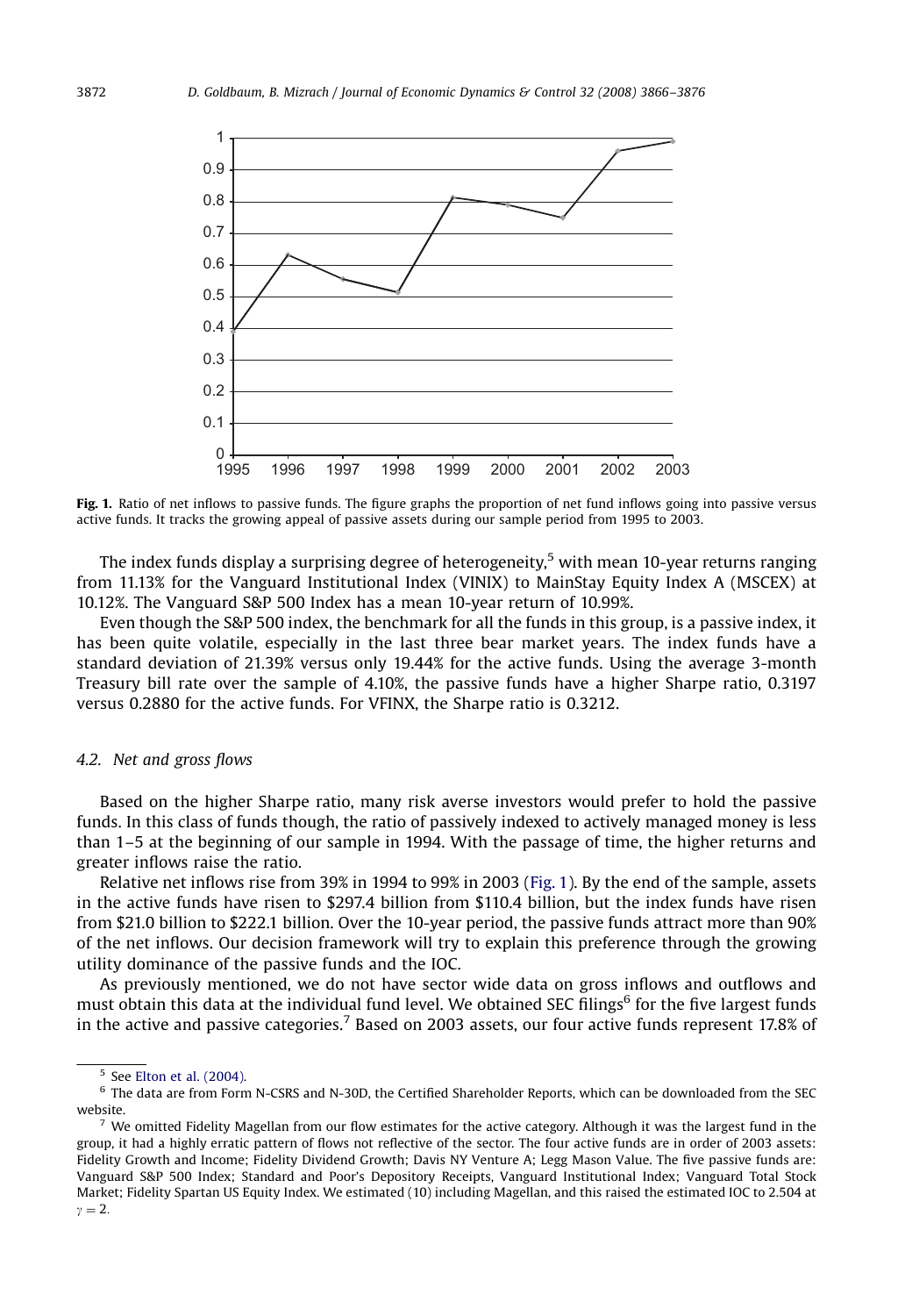**Fig. 1.** Ratio of net inflows to passive funds. The figure graphs the proportion of net fund inflows going into passive versus active funds. It tracks the growing appeal of passive assets during our sample period from 1995 to 2003.

The index funds display a surprising degree of heterogeneity,[5] with mean 10-year returns ranging from 11.13% for the Vanguard Institutional Index (VINIX) to MainStay Equity Index A (MSCEX) at 10.12%. The Vanguard S&P 500 Index has a mean 10-year return of 10.99%.

Even though the S&P 500 index, the benchmark for all the funds in this group, is a passive index, it has been quite volatile, especially in the last three bear market years. The index funds have a standard deviation of 21.39% versus only 19.44% for the active funds. Using the average 3-month Treasury bill rate over the sample of 4.10%, the passive funds have a higher Sharpe ratio, 0.3197 versus 0.2880 for the active funds. For VFINX, the Sharpe ratio is 0.3212.

### 4.2. Net and gross flows

Based on the higher Sharpe ratio, many risk averse investors would prefer to hold the passive funds. In this class of funds though, the ratio of passively indexed to actively managed money is less than 1–5 at the beginning of our sample in 1994. With the passage of time, the higher returns and greater inflows raise the ratio.

Relative net inflows rise from 39% in 1994 to 99% in 2003 (Fig. 1). By the end of the sample, assets in the active funds have risen to \$297.4 billion from \$110.4 billion, but the index funds have risen from \$21.0 billion to \$222.1 billion. Over the 10-year period, the passive funds attract more than 90% of the net inflows. Our decision framework will try to explain this preference through the growing utility dominance of the passive funds and the IOC.

As previously mentioned, we do not have sector wide data on gross inflows and outflows and must obtain this data at the individual fund level. We obtained SEC filings[6] for the five largest funds in the active and passive categories.[7] Based on 2003 assets, our four active funds represent 17.8% of

---

[5] See Elton et al. (2004).

[6] The data are from Form N-CSRS and N-30D, the Certified Shareholder Reports, which can be downloaded from the SEC website.

[7] We omitted Fidelity Magellan from our flow estimates for the active category. Although it was the largest fund in the group, it had a highly erratic pattern of flows not reflective of the sector. The four active funds are in order of 2003 assets: Fidelity Growth and Income; Fidelity Dividend Growth; Davis NY Venture A; Legg Mason Value. The five passive funds are: Vanguard S&P 500 Index; Standard and Poor's Depository Receipts, Vanguard Institutional Index; Vanguard Total Stock Market; Fidelity Spartan US Equity Index. We estimated (10) including Magellan, and this raised the estimated IOC to 2.504 at $\gamma = 2$.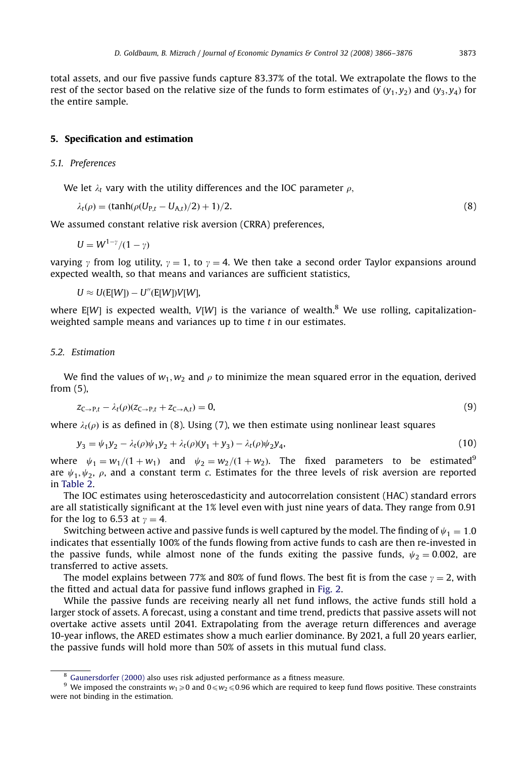total assets, and our five passive funds capture 83.37% of the total. We extrapolate the flows to the rest of the sector based on the relative size of the funds to form estimates of $(y_1, y_2)$ and $(y_3, y_4)$ for the entire sample.

## 5. Specification and estimation

### 5.1. Preferences

We let $\lambda_t$ vary with the utility differences and the IOC parameter $\rho$,

$$\lambda_t(\rho) = (\tanh(\rho(U_{P,t} - U_{A,t})/2) + 1)/2. \tag{8}$$

We assumed constant relative risk aversion (CRRA) preferences,

$$U = W^{1-\gamma}/(1-\gamma)$$

varying $\gamma$ from log utility, $\gamma = 1$, to $\gamma = 4$. We then take a second order Taylor expansions around expected wealth, so that means and variances are sufficient statistics,

$$U \approx U(\mathrm{E}[W]) - U''(\mathrm{E}[W])V[W],$$

where $\mathrm{E}[W]$ is expected wealth, $V[W]$ is the variance of wealth.[8] We use rolling, capitalization-weighted sample means and variances up to time $t$ in our estimates.

### 5.2. Estimation

We find the values of $w_1, w_2$ and $\rho$ to minimize the mean squared error in the equation, derived from (5),

$$z_{C\to P,t} - \lambda_t(\rho)(z_{C\to P,t} + z_{C\to A,t}) = 0, \tag{9}$$

where $\lambda_t(\rho)$ is as defined in (8). Using (7), we then estimate using nonlinear least squares

$$y_3 = \psi_1 y_2 - \lambda_t(\rho)\psi_1 y_2 + \lambda_t(\rho)(y_1 + y_3) - \lambda_t(\rho)\psi_2 y_4, \tag{10}$$

where $\psi_1 = w_1/(1 + w_1)$ and $\psi_2 = w_2/(1 + w_2)$. The fixed parameters to be estimated[9] are $\psi_1, \psi_2$, $\rho$, and a constant term $c$. Estimates for the three levels of risk aversion are reported in Table 2.

The IOC estimates using heteroscedasticity and autocorrelation consistent (HAC) standard errors are all statistically significant at the 1% level even with just nine years of data. They range from 0.91 for the log to 6.53 at $\gamma = 4$.

Switching between active and passive funds is well captured by the model. The finding of $\psi_1 = 1.0$ indicates that essentially 100% of the funds flowing from active funds to cash are then re-invested in the passive funds, while almost none of the funds exiting the passive funds, $\psi_2 = 0.002$, are transferred to active assets.

The model explains between 77% and 80% of fund flows. The best fit is from the case $\gamma = 2$, with the fitted and actual data for passive fund inflows graphed in Fig. 2.

While the passive funds are receiving nearly all net fund inflows, the active funds still hold a larger stock of assets. A forecast, using a constant and time trend, predicts that passive assets will not overtake active assets until 2041. Extrapolating from the average return differences and average 10-year inflows, the ARED estimates show a much earlier dominance. By 2021, a full 20 years earlier, the passive funds will hold more than 50% of assets in this mutual fund class.

---

[8] Gaunersdorfer (2000) also uses risk adjusted performance as a fitness measure.

[9] We imposed the constraints $w_1 \geqslant 0$ and $0 \leqslant w_2 \leqslant 0.96$ which are required to keep fund flows positive. These constraints were not binding in the estimation.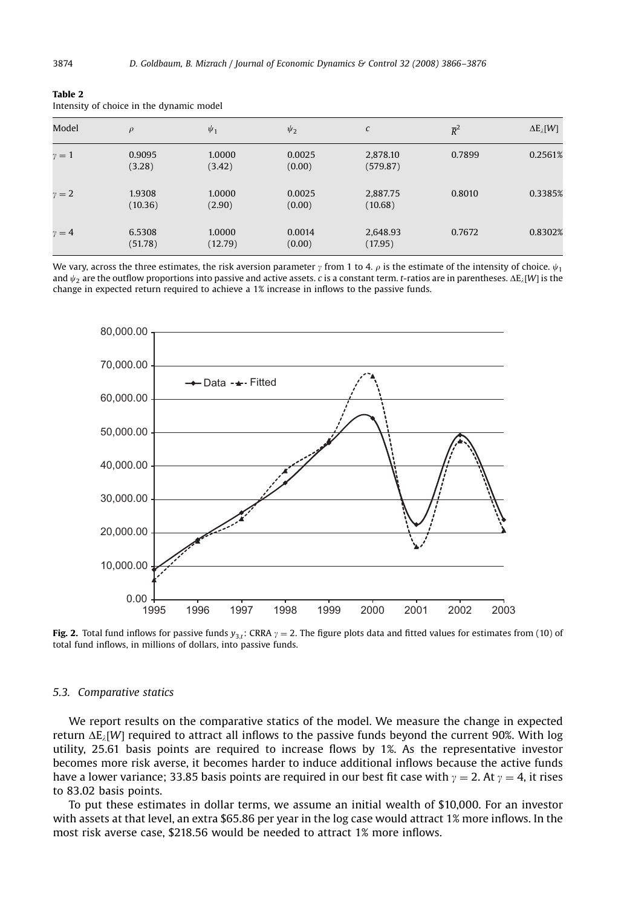**Table 2**
Intensity of choice in the dynamic model

| Model | $\rho$ | $\psi_1$ | $\psi_2$ | $c$ | $\overline{R}^2$ | $\Delta E_\lambda[W]$ |
|---|---|---|---|---|---|---|
| $\gamma = 1$ | 0.9095 | 1.0000 | 0.0025 | 2,878.10 | 0.7899 | 0.2561% |
| | (3.28) | (3.42) | (0.00) | (579.87) | | |
| $\gamma = 2$ | 1.9308 | 1.0000 | 0.0025 | 2,887.75 | 0.8010 | 0.3385% |
| | (10.36) | (2.90) | (0.00) | (10.68) | | |
| $\gamma = 4$ | 6.5308 | 1.0000 | 0.0014 | 2,648.93 | 0.7672 | 0.8302% |
| | (51.78) | (12.79) | (0.00) | (17.95) | | |

We vary, across the three estimates, the risk aversion parameter $\gamma$ from 1 to 4. $\rho$ is the estimate of the intensity of choice. $\psi_1$ and $\psi_2$ are the outflow proportions into passive and active assets. $c$ is a constant term. $t$-ratios are in parentheses. $\Delta E_\lambda[W]$ is the change in expected return required to achieve a 1% increase in inflows to the passive funds.

**Fig. 2.** Total fund inflows for passive funds $y_{3,t}$: CRRA $\gamma = 2$. The figure plots data and fitted values for estimates from (10) of total fund inflows, in millions of dollars, into passive funds.

### 5.3. Comparative statics

We report results on the comparative statics of the model. We measure the change in expected return $\Delta E_\lambda[W]$ required to attract all inflows to the passive funds beyond the current 90%. With log utility, 25.61 basis points are required to increase flows by 1%. As the representative investor becomes more risk averse, it becomes harder to induce additional inflows because the active funds have a lower variance; 33.85 basis points are required in our best fit case with $\gamma = 2$. At $\gamma = 4$, it rises to 83.02 basis points.

To put these estimates in dollar terms, we assume an initial wealth of \$10,000. For an investor with assets at that level, an extra \$65.86 per year in the log case would attract 1% more inflows. In the most risk averse case, \$218.56 would be needed to attract 1% more inflows.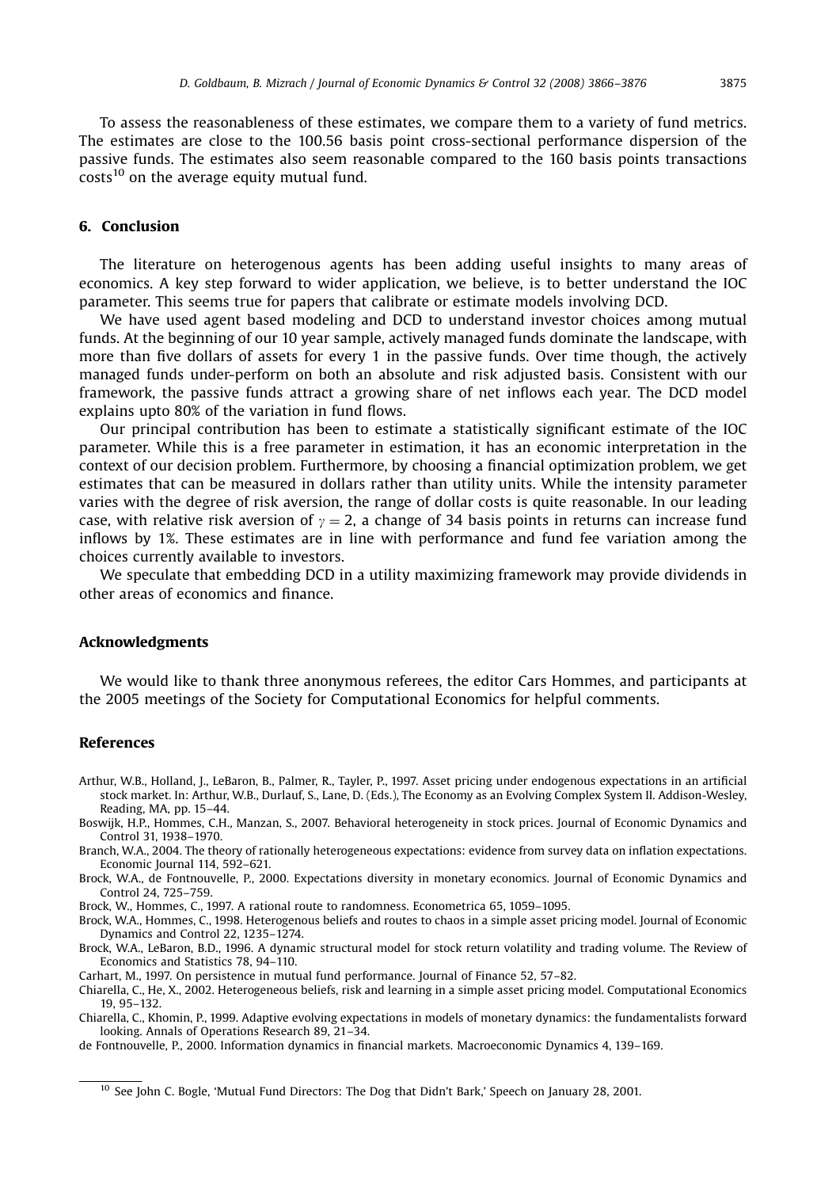To assess the reasonableness of these estimates, we compare them to a variety of fund metrics. The estimates are close to the 100.56 basis point cross-sectional performance dispersion of the passive funds. The estimates also seem reasonable compared to the 160 basis points transactions costs[10] on the average equity mutual fund.

## 6. Conclusion

The literature on heterogenous agents has been adding useful insights to many areas of economics. A key step forward to wider application, we believe, is to better understand the IOC parameter. This seems true for papers that calibrate or estimate models involving DCD.

We have used agent based modeling and DCD to understand investor choices among mutual funds. At the beginning of our 10 year sample, actively managed funds dominate the landscape, with more than five dollars of assets for every 1 in the passive funds. Over time though, the actively managed funds under-perform on both an absolute and risk adjusted basis. Consistent with our framework, the passive funds attract a growing share of net inflows each year. The DCD model explains upto 80% of the variation in fund flows.

Our principal contribution has been to estimate a statistically significant estimate of the IOC parameter. While this is a free parameter in estimation, it has an economic interpretation in the context of our decision problem. Furthermore, by choosing a financial optimization problem, we get estimates that can be measured in dollars rather than utility units. While the intensity parameter varies with the degree of risk aversion, the range of dollar costs is quite reasonable. In our leading case, with relative risk aversion of $\gamma = 2$, a change of 34 basis points in returns can increase fund inflows by 1%. These estimates are in line with performance and fund fee variation among the choices currently available to investors.

We speculate that embedding DCD in a utility maximizing framework may provide dividends in other areas of economics and finance.

## Acknowledgments

We would like to thank three anonymous referees, the editor Cars Hommes, and participants at the 2005 meetings of the Society for Computational Economics for helpful comments.

## References

Arthur, W.B., Holland, J., LeBaron, B., Palmer, R., Tayler, P., 1997. Asset pricing under endogenous expectations in an artificial stock market. In: Arthur, W.B., Durlauf, S., Lane, D. (Eds.), The Economy as an Evolving Complex System II. Addison-Wesley, Reading, MA, pp. 15–44.

Boswijk, H.P., Hommes, C.H., Manzan, S., 2007. Behavioral heterogeneity in stock prices. Journal of Economic Dynamics and Control 31, 1938–1970.

Branch, W.A., 2004. The theory of rationally heterogeneous expectations: evidence from survey data on inflation expectations. Economic Journal 114, 592–621.

Brock, W.A., de Fontnouvelle, P., 2000. Expectations diversity in monetary economics. Journal of Economic Dynamics and Control 24, 725–759.

Brock, W., Hommes, C., 1997. A rational route to randomness. Econometrica 65, 1059–1095.

Brock, W.A., Hommes, C., 1998. Heterogenous beliefs and routes to chaos in a simple asset pricing model. Journal of Economic Dynamics and Control 22, 1235–1274.

Brock, W.A., LeBaron, B.D., 1996. A dynamic structural model for stock return volatility and trading volume. The Review of Economics and Statistics 78, 94–110.

Carhart, M., 1997. On persistence in mutual fund performance. Journal of Finance 52, 57–82.

Chiarella, C., He, X., 2002. Heterogeneous beliefs, risk and learning in a simple asset pricing model. Computational Economics 19, 95–132.

Chiarella, C., Khomin, P., 1999. Adaptive evolving expectations in models of monetary dynamics: the fundamentalists forward looking. Annals of Operations Research 89, 21–34.

de Fontnouvelle, P., 2000. Information dynamics in financial markets. Macroeconomic Dynamics 4, 139–169.

[10] See John C. Bogle, 'Mutual Fund Directors: The Dog that Didn't Bark,' Speech on January 28, 2001.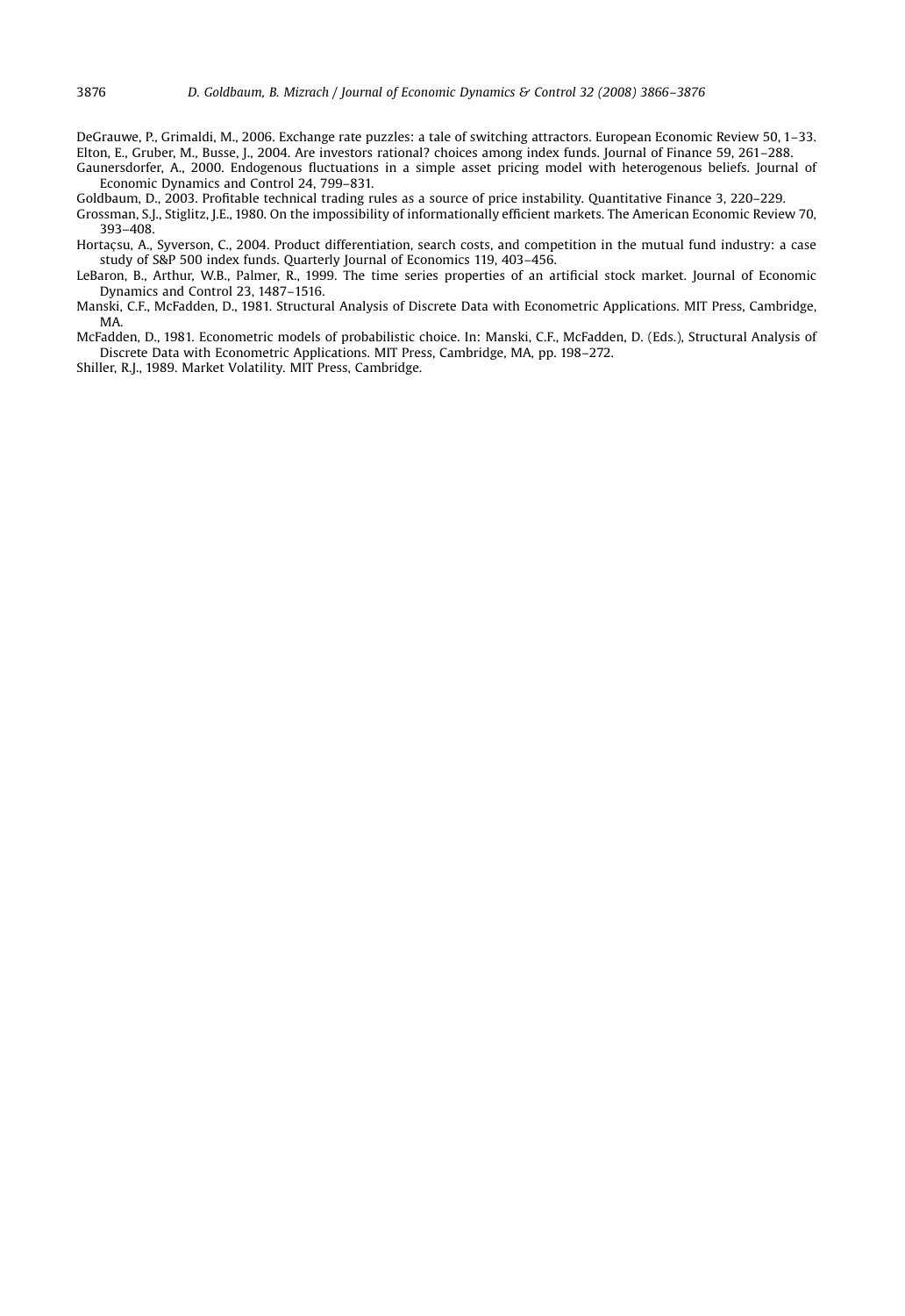DeGrauwe, P., Grimaldi, M., 2006. Exchange rate puzzles: a tale of switching attractors. European Economic Review 50, 1–33.

Elton, E., Gruber, M., Busse, J., 2004. Are investors rational? choices among index funds. Journal of Finance 59, 261–288.

Gaunersdorfer, A., 2000. Endogenous fluctuations in a simple asset pricing model with heterogenous beliefs. Journal of Economic Dynamics and Control 24, 799–831.

Goldbaum, D., 2003. Profitable technical trading rules as a source of price instability. Quantitative Finance 3, 220–229.

Grossman, S.J., Stiglitz, J.E., 1980. On the impossibility of informationally efficient markets. The American Economic Review 70, 393–408.

Hortaçsu, A., Syverson, C., 2004. Product differentiation, search costs, and competition in the mutual fund industry: a case study of S&P 500 index funds. Quarterly Journal of Economics 119, 403–456.

LeBaron, B., Arthur, W.B., Palmer, R., 1999. The time series properties of an artificial stock market. Journal of Economic Dynamics and Control 23, 1487–1516.

Manski, C.F., McFadden, D., 1981. Structural Analysis of Discrete Data with Econometric Applications. MIT Press, Cambridge, MA.

McFadden, D., 1981. Econometric models of probabilistic choice. In: Manski, C.F., McFadden, D. (Eds.), Structural Analysis of Discrete Data with Econometric Applications. MIT Press, Cambridge, MA, pp. 198–272.

Shiller, R.J., 1989. Market Volatility. MIT Press, Cambridge.